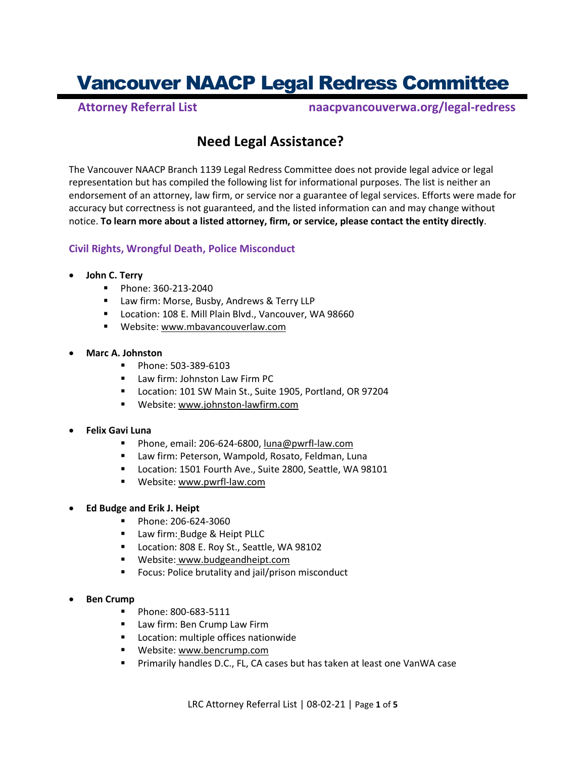# Vancouver NAACP Legal Redress Committee

**Attorney Referral List** — **naacpvancouverwa.org/legal-redress**

## Need Legal Assistance?

The Vancouver NAACP Branch 1139 Legal Redress Committee does not provide legal advice or legal representation but has compiled the following list for informational purposes. The list is neither an endorsement of an attorney, law firm, or service nor a guarantee of legal services. Efforts were made for accuracy but correctness is not guaranteed, and the listed information can and may change without notice. **To learn more about a listed attorney, firm, or service, please contact the entity directly**.

### Civil Rights, Wrongful Death, Police Misconduct

- **John C. Terry**
  - Phone: 360-213-2040
  - Law firm: Morse, Busby, Andrews & Terry LLP
  - Location: 108 E. Mill Plain Blvd., Vancouver, WA 98660
  - Website: www.mbavancouverlaw.com

- **Marc A. Johnston**
  - Phone: 503-389-6103
  - Law firm: Johnston Law Firm PC
  - Location: 101 SW Main St., Suite 1905, Portland, OR 97204
  - Website: www.johnston-lawfirm.com

- **Felix Gavi Luna**
  - Phone, email: 206-624-6800, luna@pwrfl-law.com
  - Law firm: Peterson, Wampold, Rosato, Feldman, Luna
  - Location: 1501 Fourth Ave., Suite 2800, Seattle, WA 98101
  - Website: www.pwrfl-law.com

- **Ed Budge and Erik J. Heipt**
  - Phone: 206-624-3060
  - Law firm: Budge & Heipt PLLC
  - Location: 808 E. Roy St., Seattle, WA 98102
  - Website: www.budgeandheipt.com
  - Focus: Police brutality and jail/prison misconduct

- **Ben Crump**
  - Phone: 800-683-5111
  - Law firm: Ben Crump Law Firm
  - Location: multiple offices nationwide
  - Website: www.bencrump.com
  - Primarily handles D.C., FL, CA cases but has taken at least one VanWA case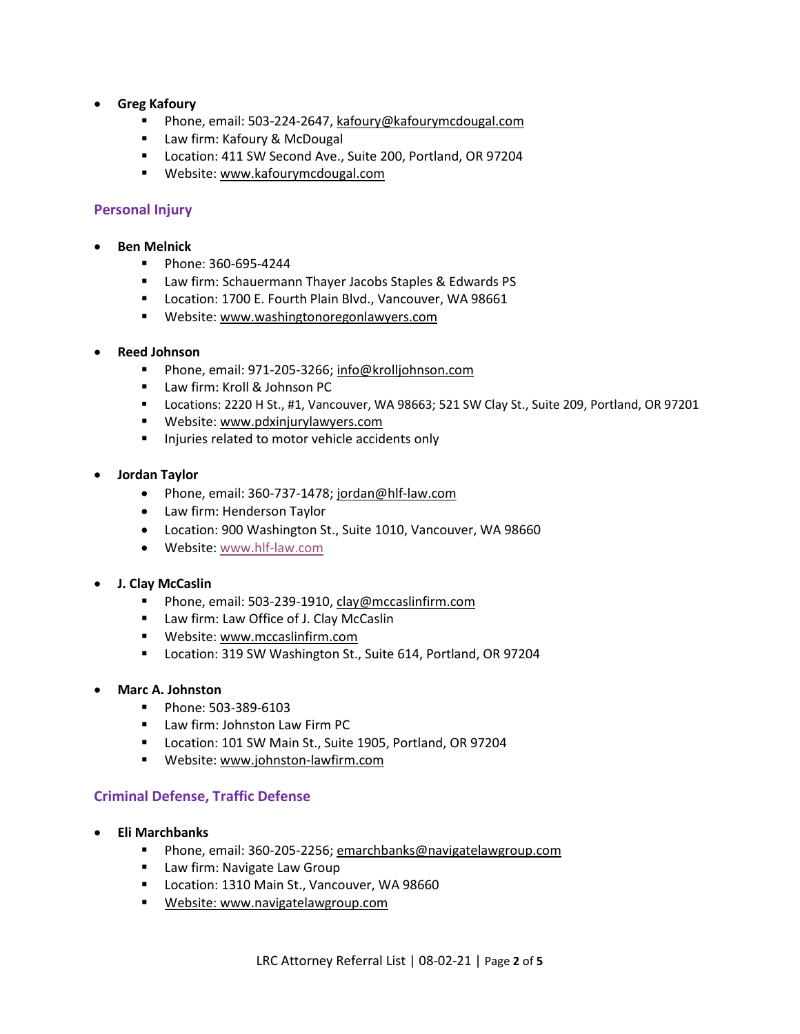- **Greg Kafoury**
  - Phone, email: 503-224-2647, kafoury@kafourymcdougal.com
  - Law firm: Kafoury & McDougal
  - Location: 411 SW Second Ave., Suite 200, Portland, OR 97204
  - Website: www.kafourymcdougal.com

## Personal Injury

- **Ben Melnick**
  - Phone: 360-695-4244
  - Law firm: Schauermann Thayer Jacobs Staples & Edwards PS
  - Location: 1700 E. Fourth Plain Blvd., Vancouver, WA 98661
  - Website: www.washingtonoregonlawyers.com

- **Reed Johnson**
  - Phone, email: 971-205-3266; info@krolljohnson.com
  - Law firm: Kroll & Johnson PC
  - Locations: 2220 H St., #1, Vancouver, WA 98663; 521 SW Clay St., Suite 209, Portland, OR 97201
  - Website: www.pdxinjurylawyers.com
  - Injuries related to motor vehicle accidents only

- **Jordan Taylor**
  - Phone, email: 360-737-1478; jordan@hlf-law.com
  - Law firm: Henderson Taylor
  - Location: 900 Washington St., Suite 1010, Vancouver, WA 98660
  - Website: www.hlf-law.com

- **J. Clay McCaslin**
  - Phone, email: 503-239-1910, clay@mccaslinfirm.com
  - Law firm: Law Office of J. Clay McCaslin
  - Website: www.mccaslinfirm.com
  - Location: 319 SW Washington St., Suite 614, Portland, OR 97204

- **Marc A. Johnston**
  - Phone: 503-389-6103
  - Law firm: Johnston Law Firm PC
  - Location: 101 SW Main St., Suite 1905, Portland, OR 97204
  - Website: www.johnston-lawfirm.com

## Criminal Defense, Traffic Defense

- **Eli Marchbanks**
  - Phone, email: 360-205-2256; emarchbanks@navigatelawgroup.com
  - Law firm: Navigate Law Group
  - Location: 1310 Main St., Vancouver, WA 98660
  - Website: www.navigatelawgroup.com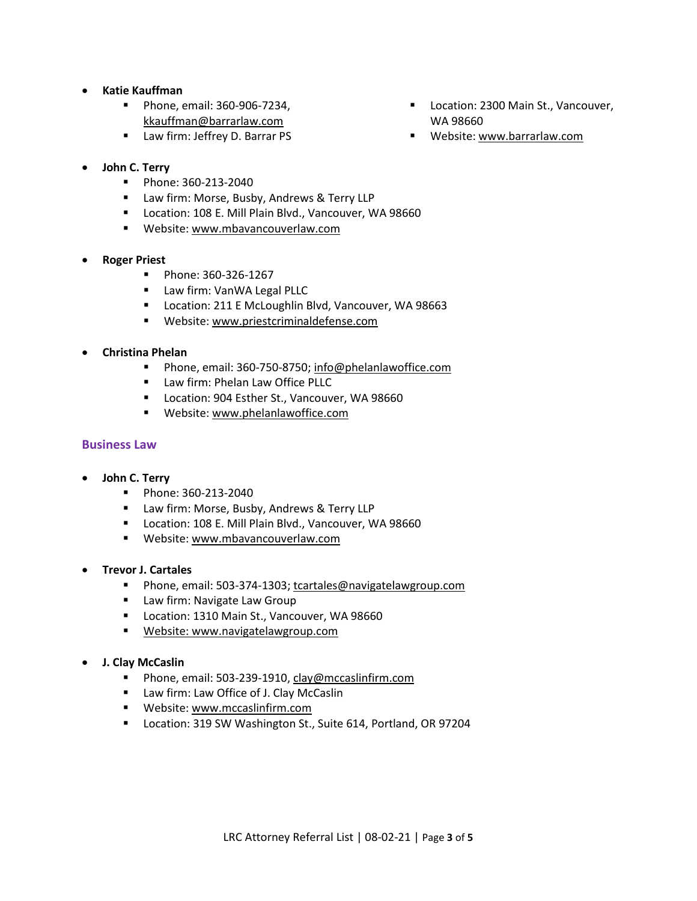- **Katie Kauffman**
  - Phone, email: 360-906-7234, kkauffman@barrarlaw.com
  - Law firm: Jeffrey D. Barrar PS
  - Location: 2300 Main St., Vancouver, WA 98660
  - Website: www.barrarlaw.com

- **John C. Terry**
  - Phone: 360-213-2040
  - Law firm: Morse, Busby, Andrews & Terry LLP
  - Location: 108 E. Mill Plain Blvd., Vancouver, WA 98660
  - Website: www.mbavancouverlaw.com

- **Roger Priest**
  - Phone: 360-326-1267
  - Law firm: VanWA Legal PLLC
  - Location: 211 E McLoughlin Blvd, Vancouver, WA 98663
  - Website: www.priestcriminaldefense.com

- **Christina Phelan**
  - Phone, email: 360-750-8750; info@phelanlawoffice.com
  - Law firm: Phelan Law Office PLLC
  - Location: 904 Esther St., Vancouver, WA 98660
  - Website: www.phelanlawoffice.com

## Business Law

- **John C. Terry**
  - Phone: 360-213-2040
  - Law firm: Morse, Busby, Andrews & Terry LLP
  - Location: 108 E. Mill Plain Blvd., Vancouver, WA 98660
  - Website: www.mbavancouverlaw.com

- **Trevor J. Cartales**
  - Phone, email: 503-374-1303; tcartales@navigatelawgroup.com
  - Law firm: Navigate Law Group
  - Location: 1310 Main St., Vancouver, WA 98660
  - Website: www.navigatelawgroup.com

- **J. Clay McCaslin**
  - Phone, email: 503-239-1910, clay@mccaslinfirm.com
  - Law firm: Law Office of J. Clay McCaslin
  - Website: www.mccaslinfirm.com
  - Location: 319 SW Washington St., Suite 614, Portland, OR 97204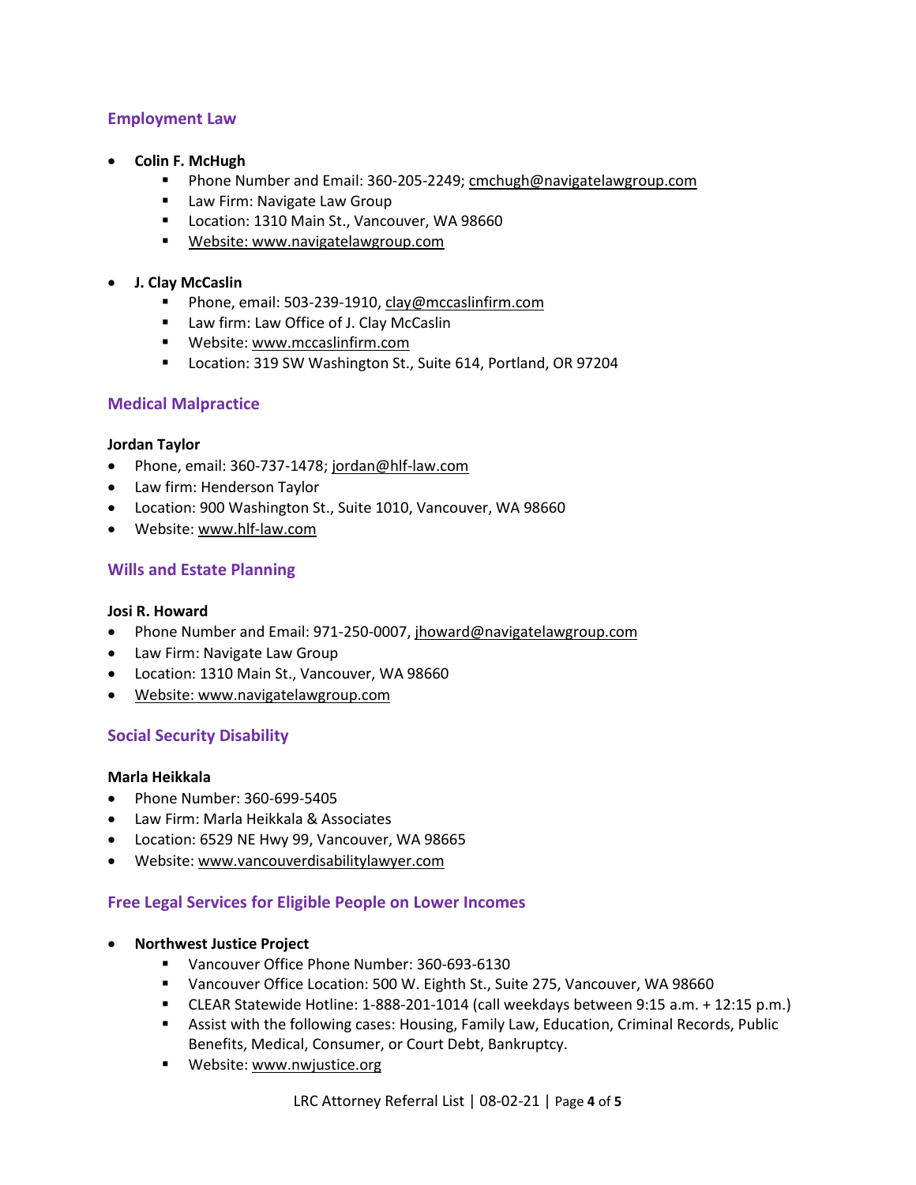## Employment Law

- **Colin F. McHugh**
  - Phone Number and Email: 360-205-2249; cmchugh@navigatelawgroup.com
  - Law Firm: Navigate Law Group
  - Location: 1310 Main St., Vancouver, WA 98660
  - Website: www.navigatelawgroup.com

- **J. Clay McCaslin**
  - Phone, email: 503-239-1910, clay@mccaslinfirm.com
  - Law firm: Law Office of J. Clay McCaslin
  - Website: www.mccaslinfirm.com
  - Location: 319 SW Washington St., Suite 614, Portland, OR 97204

## Medical Malpractice

**Jordan Taylor**

- Phone, email: 360-737-1478; jordan@hlf-law.com
- Law firm: Henderson Taylor
- Location: 900 Washington St., Suite 1010, Vancouver, WA 98660
- Website: www.hlf-law.com

## Wills and Estate Planning

**Josi R. Howard**

- Phone Number and Email: 971-250-0007, jhoward@navigatelawgroup.com
- Law Firm: Navigate Law Group
- Location: 1310 Main St., Vancouver, WA 98660
- Website: www.navigatelawgroup.com

## Social Security Disability

**Marla Heikkala**

- Phone Number: 360-699-5405
- Law Firm: Marla Heikkala & Associates
- Location: 6529 NE Hwy 99, Vancouver, WA 98665
- Website: www.vancouverdisabilitylawyer.com

## Free Legal Services for Eligible People on Lower Incomes

- **Northwest Justice Project**
  - Vancouver Office Phone Number: 360-693-6130
  - Vancouver Office Location: 500 W. Eighth St., Suite 275, Vancouver, WA 98660
  - CLEAR Statewide Hotline: 1-888-201-1014 (call weekdays between 9:15 a.m. + 12:15 p.m.)
  - Assist with the following cases: Housing, Family Law, Education, Criminal Records, Public Benefits, Medical, Consumer, or Court Debt, Bankruptcy.
  - Website: www.nwjustice.org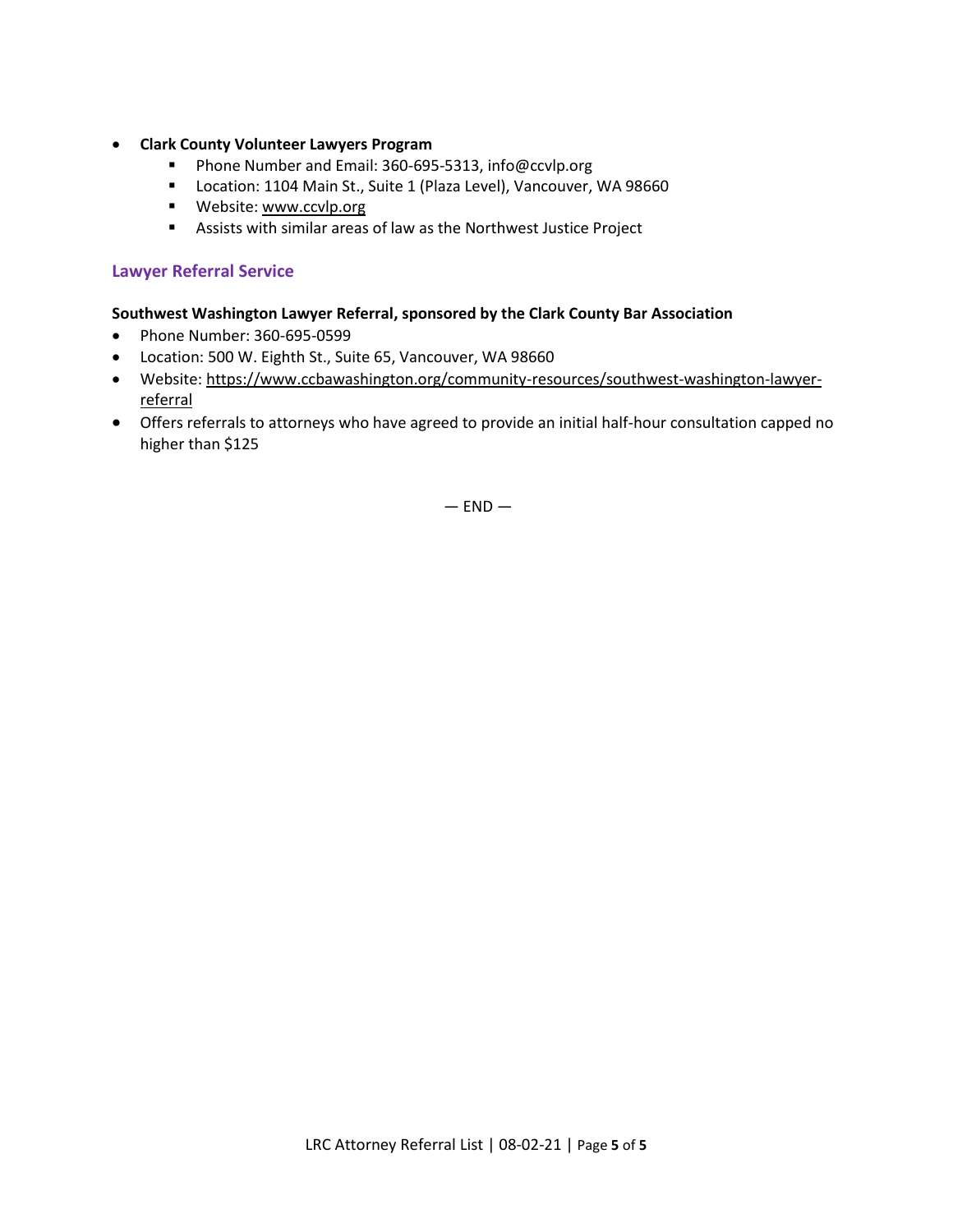- **Clark County Volunteer Lawyers Program**
  - Phone Number and Email: 360-695-5313, info@ccvlp.org
  - Location: 1104 Main St., Suite 1 (Plaza Level), Vancouver, WA 98660
  - Website: www.ccvlp.org
  - Assists with similar areas of law as the Northwest Justice Project

## Lawyer Referral Service

**Southwest Washington Lawyer Referral, sponsored by the Clark County Bar Association**

- Phone Number: 360-695-0599
- Location: 500 W. Eighth St., Suite 65, Vancouver, WA 98660
- Website: https://www.ccbawashington.org/community-resources/southwest-washington-lawyer-referral
- Offers referrals to attorneys who have agreed to provide an initial half-hour consultation capped no higher than $125

— END —